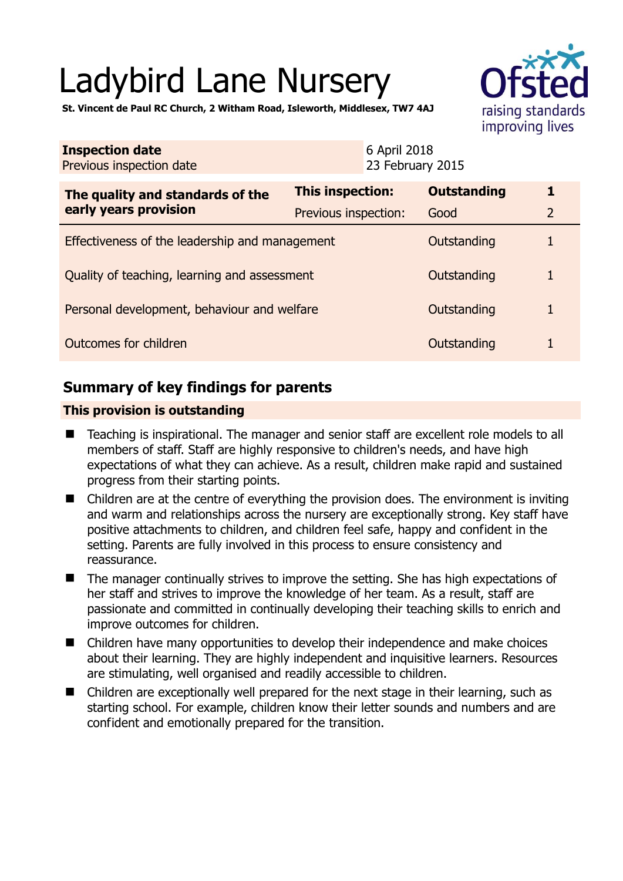# Ladybird Lane Nursery

**St. Vincent de Paul RC Church, 2 Witham Road, Isleworth, Middlesex, TW7 4AJ**

| **Inspection date** | 6 April 2018 |
| --- | --- |
| Previous inspection date | 23 February 2015 |

| **The quality and standards of the early years provision** | **This inspection:** | **Outstanding** | **1** |
| --- | --- | --- | --- |
| | Previous inspection: | Good | 2 |
| Effectiveness of the leadership and management | | Outstanding | 1 |
| Quality of teaching, learning and assessment | | Outstanding | 1 |
| Personal development, behaviour and welfare | | Outstanding | 1 |
| Outcomes for children | | Outstanding | 1 |

## Summary of key findings for parents

**This provision is outstanding**

- Teaching is inspirational. The manager and senior staff are excellent role models to all members of staff. Staff are highly responsive to children's needs, and have high expectations of what they can achieve. As a result, children make rapid and sustained progress from their starting points.
- Children are at the centre of everything the provision does. The environment is inviting and warm and relationships across the nursery are exceptionally strong. Key staff have positive attachments to children, and children feel safe, happy and confident in the setting. Parents are fully involved in this process to ensure consistency and reassurance.
- The manager continually strives to improve the setting. She has high expectations of her staff and strives to improve the knowledge of her team. As a result, staff are passionate and committed in continually developing their teaching skills to enrich and improve outcomes for children.
- Children have many opportunities to develop their independence and make choices about their learning. They are highly independent and inquisitive learners. Resources are stimulating, well organised and readily accessible to children.
- Children are exceptionally well prepared for the next stage in their learning, such as starting school. For example, children know their letter sounds and numbers and are confident and emotionally prepared for the transition.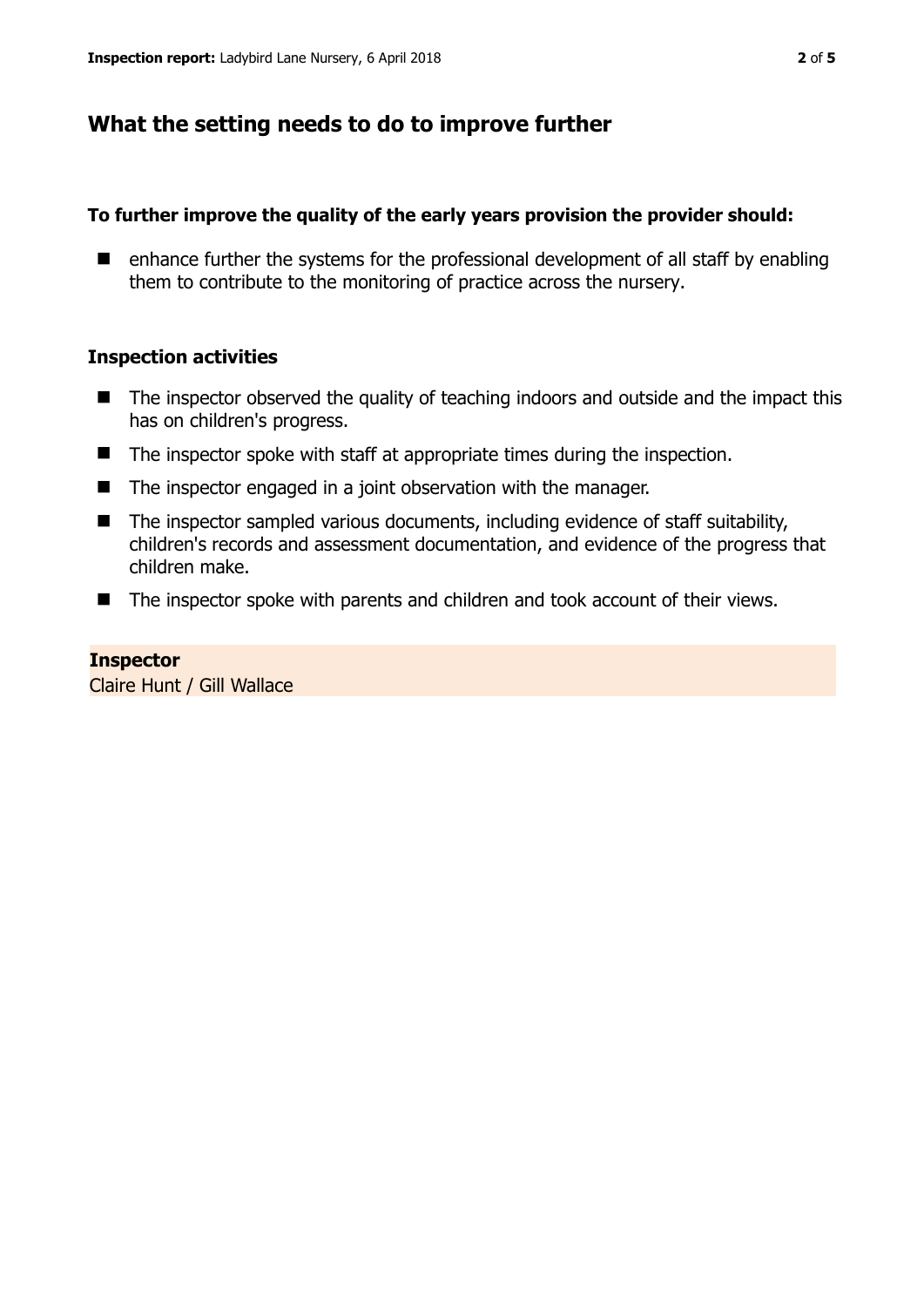## What the setting needs to do to improve further

**To further improve the quality of the early years provision the provider should:**

- enhance further the systems for the professional development of all staff by enabling them to contribute to the monitoring of practice across the nursery.

### Inspection activities

- The inspector observed the quality of teaching indoors and outside and the impact this has on children's progress.
- The inspector spoke with staff at appropriate times during the inspection.
- The inspector engaged in a joint observation with the manager.
- The inspector sampled various documents, including evidence of staff suitability, children's records and assessment documentation, and evidence of the progress that children make.
- The inspector spoke with parents and children and took account of their views.

**Inspector**
Claire Hunt / Gill Wallace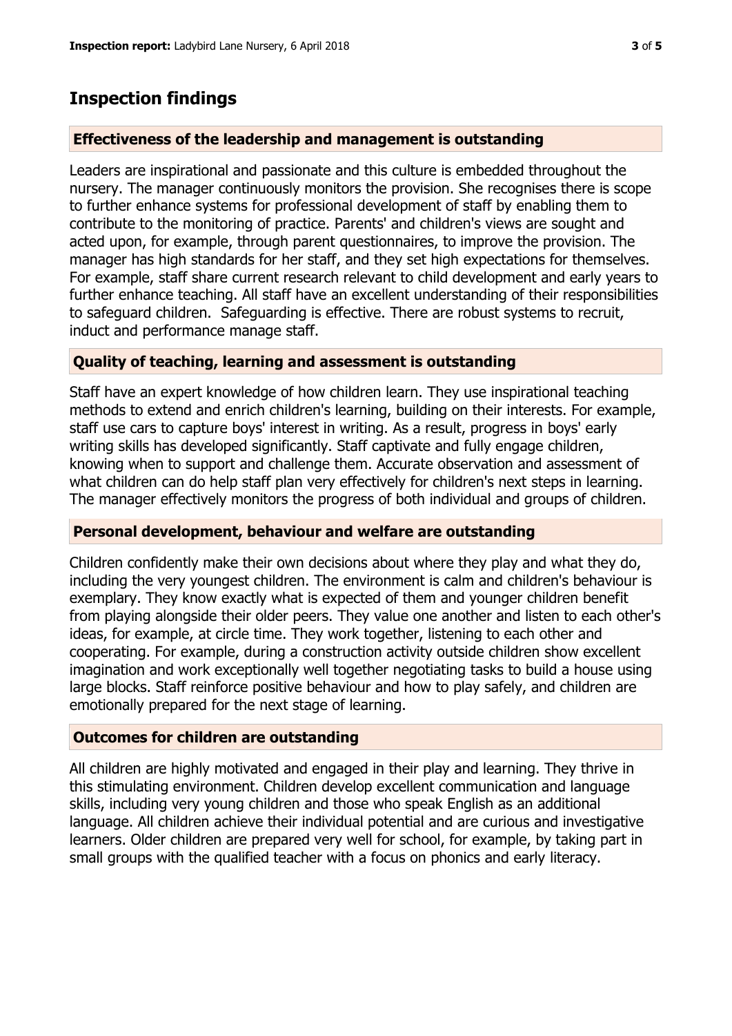## Inspection findings

### Effectiveness of the leadership and management is outstanding

Leaders are inspirational and passionate and this culture is embedded throughout the nursery. The manager continuously monitors the provision. She recognises there is scope to further enhance systems for professional development of staff by enabling them to contribute to the monitoring of practice. Parents' and children's views are sought and acted upon, for example, through parent questionnaires, to improve the provision. The manager has high standards for her staff, and they set high expectations for themselves. For example, staff share current research relevant to child development and early years to further enhance teaching. All staff have an excellent understanding of their responsibilities to safeguard children. Safeguarding is effective. There are robust systems to recruit, induct and performance manage staff.

### Quality of teaching, learning and assessment is outstanding

Staff have an expert knowledge of how children learn. They use inspirational teaching methods to extend and enrich children's learning, building on their interests. For example, staff use cars to capture boys' interest in writing. As a result, progress in boys' early writing skills has developed significantly. Staff captivate and fully engage children, knowing when to support and challenge them. Accurate observation and assessment of what children can do help staff plan very effectively for children's next steps in learning. The manager effectively monitors the progress of both individual and groups of children.

### Personal development, behaviour and welfare are outstanding

Children confidently make their own decisions about where they play and what they do, including the very youngest children. The environment is calm and children's behaviour is exemplary. They know exactly what is expected of them and younger children benefit from playing alongside their older peers. They value one another and listen to each other's ideas, for example, at circle time. They work together, listening to each other and cooperating. For example, during a construction activity outside children show excellent imagination and work exceptionally well together negotiating tasks to build a house using large blocks. Staff reinforce positive behaviour and how to play safely, and children are emotionally prepared for the next stage of learning.

### Outcomes for children are outstanding

All children are highly motivated and engaged in their play and learning. They thrive in this stimulating environment. Children develop excellent communication and language skills, including very young children and those who speak English as an additional language. All children achieve their individual potential and are curious and investigative learners. Older children are prepared very well for school, for example, by taking part in small groups with the qualified teacher with a focus on phonics and early literacy.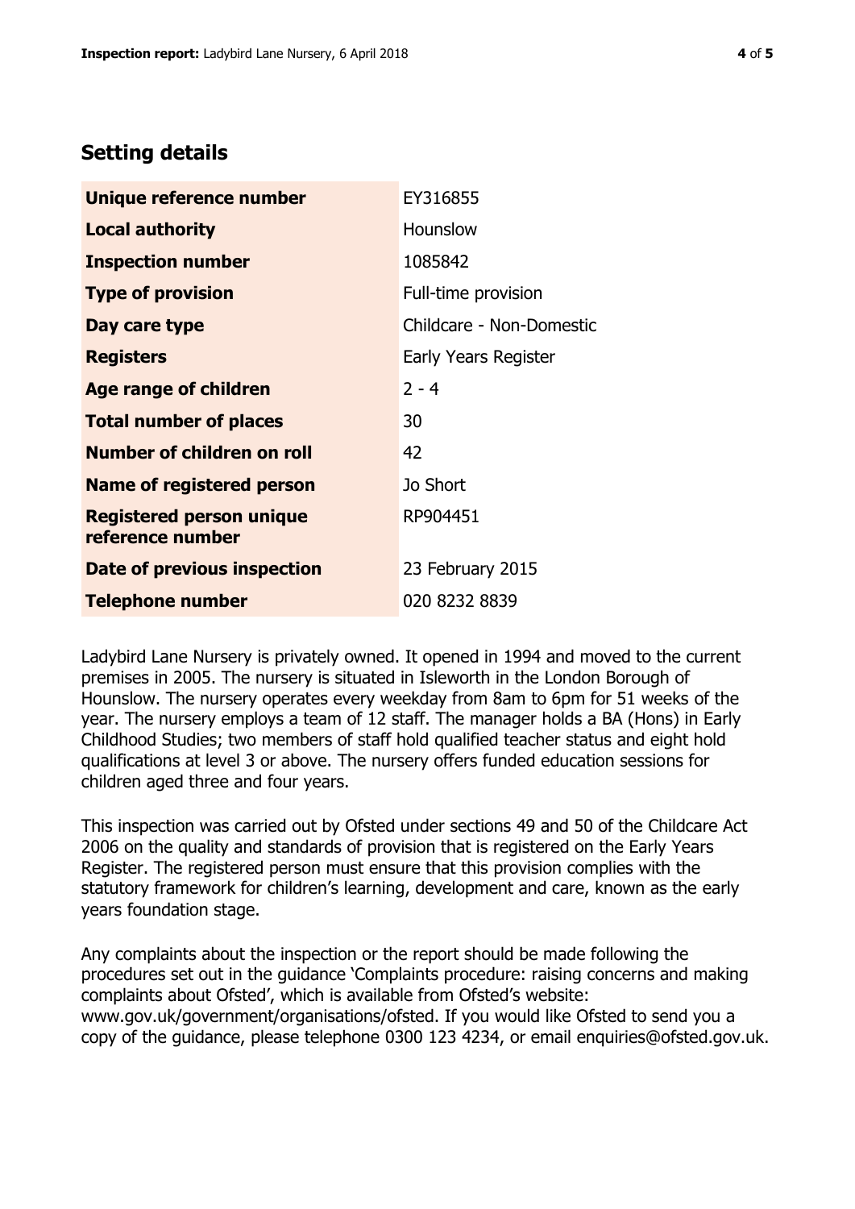## Setting details

| | |
|---|---|
| **Unique reference number** | EY316855 |
| **Local authority** | Hounslow |
| **Inspection number** | 1085842 |
| **Type of provision** | Full-time provision |
| **Day care type** | Childcare - Non-Domestic |
| **Registers** | Early Years Register |
| **Age range of children** | 2 - 4 |
| **Total number of places** | 30 |
| **Number of children on roll** | 42 |
| **Name of registered person** | Jo Short |
| **Registered person unique reference number** | RP904451 |
| **Date of previous inspection** | 23 February 2015 |
| **Telephone number** | 020 8232 8839 |

Ladybird Lane Nursery is privately owned. It opened in 1994 and moved to the current premises in 2005. The nursery is situated in Isleworth in the London Borough of Hounslow. The nursery operates every weekday from 8am to 6pm for 51 weeks of the year. The nursery employs a team of 12 staff. The manager holds a BA (Hons) in Early Childhood Studies; two members of staff hold qualified teacher status and eight hold qualifications at level 3 or above. The nursery offers funded education sessions for children aged three and four years.

This inspection was carried out by Ofsted under sections 49 and 50 of the Childcare Act 2006 on the quality and standards of provision that is registered on the Early Years Register. The registered person must ensure that this provision complies with the statutory framework for children's learning, development and care, known as the early years foundation stage.

Any complaints about the inspection or the report should be made following the procedures set out in the guidance 'Complaints procedure: raising concerns and making complaints about Ofsted', which is available from Ofsted's website: www.gov.uk/government/organisations/ofsted. If you would like Ofsted to send you a copy of the guidance, please telephone 0300 123 4234, or email enquiries@ofsted.gov.uk.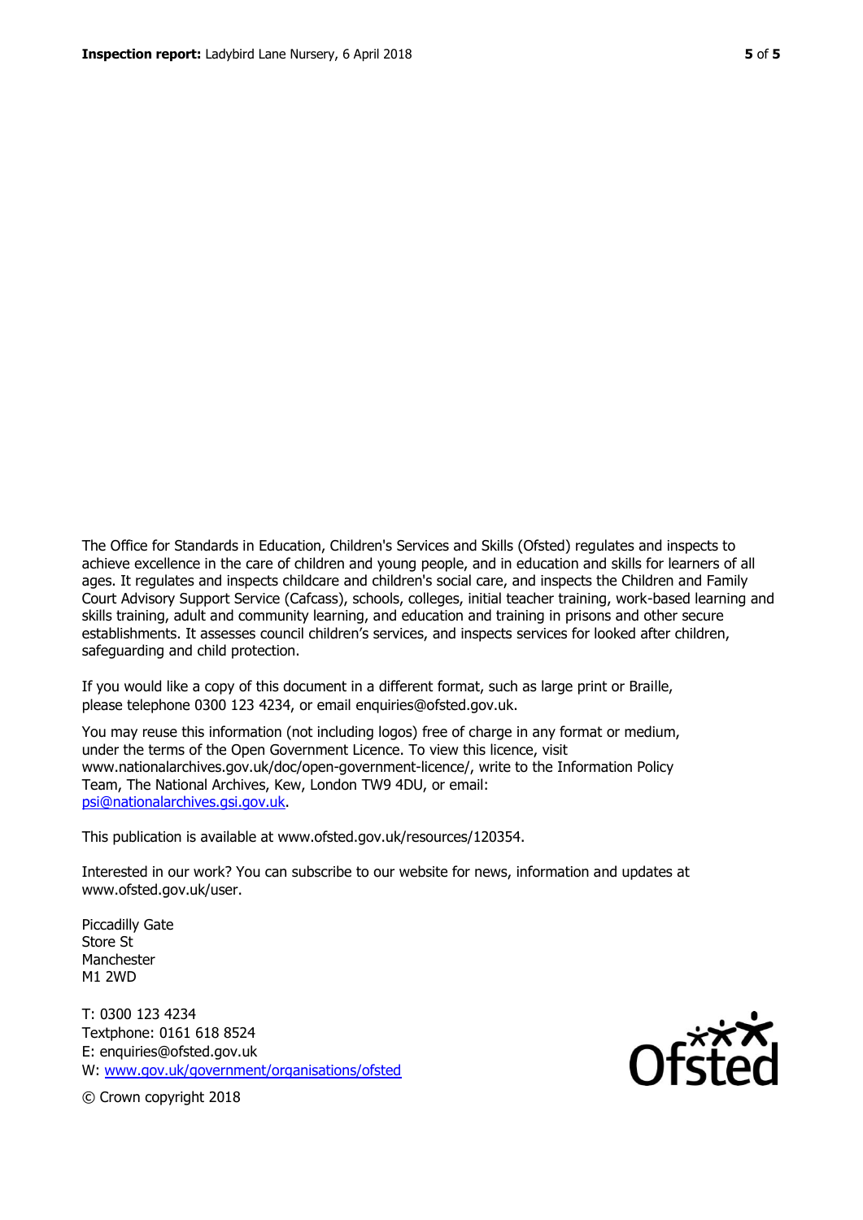The Office for Standards in Education, Children's Services and Skills (Ofsted) regulates and inspects to achieve excellence in the care of children and young people, and in education and skills for learners of all ages. It regulates and inspects childcare and children's social care, and inspects the Children and Family Court Advisory Support Service (Cafcass), schools, colleges, initial teacher training, work-based learning and skills training, adult and community learning, and education and training in prisons and other secure establishments. It assesses council children's services, and inspects services for looked after children, safeguarding and child protection.

If you would like a copy of this document in a different format, such as large print or Braille, please telephone 0300 123 4234, or email enquiries@ofsted.gov.uk.

You may reuse this information (not including logos) free of charge in any format or medium, under the terms of the Open Government Licence. To view this licence, visit www.nationalarchives.gov.uk/doc/open-government-licence/, write to the Information Policy Team, The National Archives, Kew, London TW9 4DU, or email: psi@nationalarchives.gsi.gov.uk.

This publication is available at www.ofsted.gov.uk/resources/120354.

Interested in our work? You can subscribe to our website for news, information and updates at www.ofsted.gov.uk/user.

Piccadilly Gate
Store St
Manchester
M1 2WD

T: 0300 123 4234
Textphone: 0161 618 8524
E: enquiries@ofsted.gov.uk
W: www.gov.uk/government/organisations/ofsted

© Crown copyright 2018